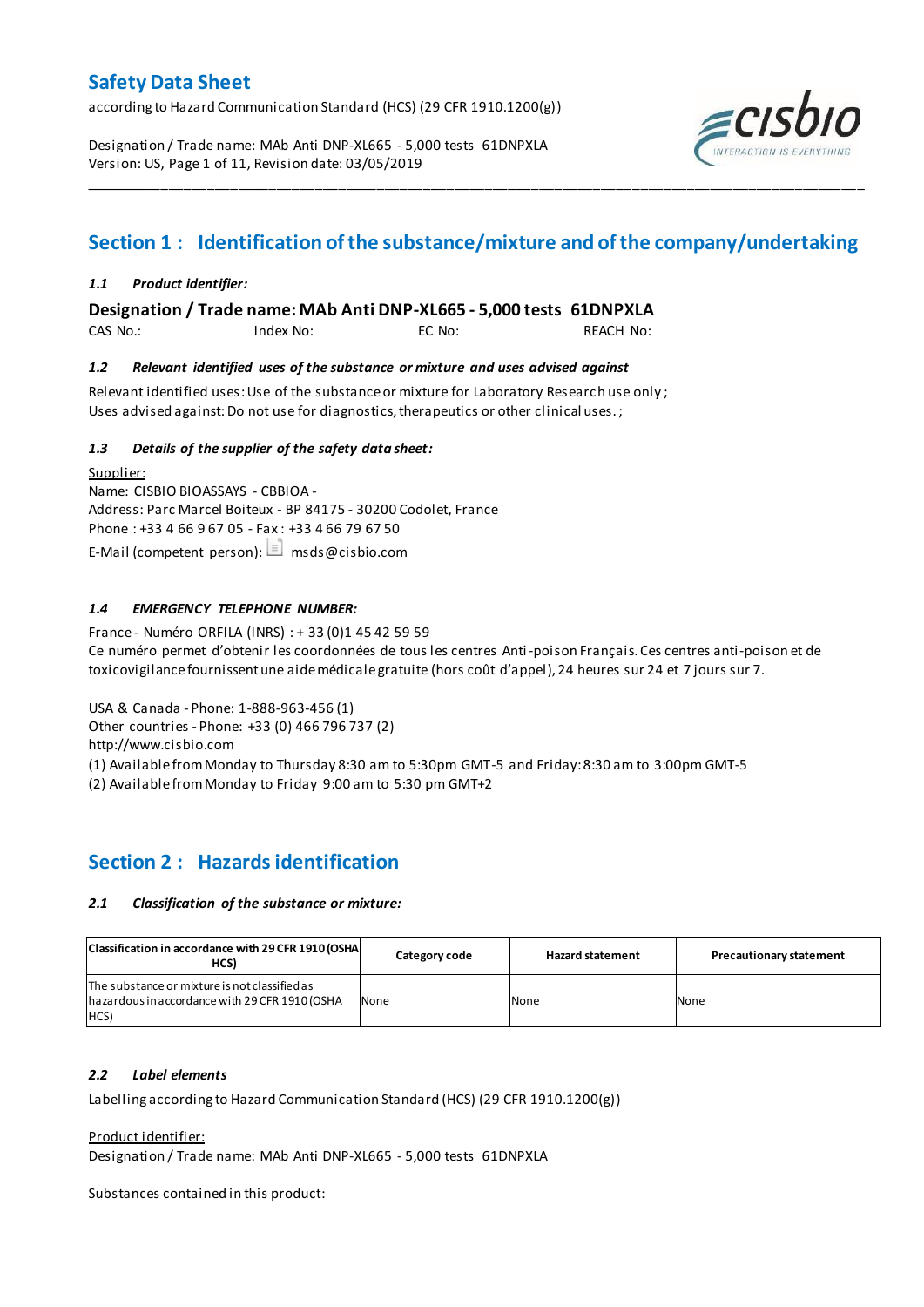# Safety Data Sheet

according to Hazard Communication Standard (HCS) (29 CFR 1910.1200(g))

Designation / Trade name: MAb Anti DNP-XL665 - 5,000 tests 61DNPXLA
Version: US, Page 1 of 11, Revision date: 03/05/2019

## Section 1 : Identification of the substance/mixture and of the company/undertaking

### *1.1 Product identifier:*

**Designation / Trade name: MAb Anti DNP-XL665 - 5,000 tests 61DNPXLA**

CAS No.: Index No: EC No: REACH No:

### *1.2 Relevant identified uses of the substance or mixture and uses advised against*

Relevant identified uses: Use of the substance or mixture for Laboratory Research use only ;
Uses advised against: Do not use for diagnostics, therapeutics or other clinical uses. ;

### *1.3 Details of the supplier of the safety data sheet:*

Supplier:
Name: CISBIO BIOASSAYS - CBBIOA -
Address: Parc Marcel Boiteux - BP 84175 - 30200 Codolet, France
Phone : +33 4 66 9 67 05 - Fax : +33 4 66 79 67 50
E-Mail (competent person): msds@cisbio.com

### *1.4 EMERGENCY TELEPHONE NUMBER:*

France - Numéro ORFILA (INRS) : + 33 (0)1 45 42 59 59
Ce numéro permet d'obtenir les coordonnées de tous les centres Anti-poison Français. Ces centres anti-poison et de toxicovigilance fournissent une aide médicale gratuite (hors coût d'appel), 24 heures sur 24 et 7 jours sur 7.

USA & Canada - Phone: 1-888-963-456 (1)
Other countries - Phone: +33 (0) 466 796 737 (2)
http://www.cisbio.com
(1) Available from Monday to Thursday 8:30 am to 5:30pm GMT-5 and Friday: 8:30 am to 3:00pm GMT-5
(2) Available from Monday to Friday 9:00 am to 5:30 pm GMT+2

## Section 2 : Hazards identification

### *2.1 Classification of the substance or mixture:*

| Classification in accordance with 29 CFR 1910 (OSHA HCS) | Category code | Hazard statement | Precautionary statement |
|---|---|---|---|
| The substance or mixture is not classified as hazardous in accordance with 29 CFR 1910 (OSHA HCS) | None | None | None |

### *2.2 Label elements*

Labelling according to Hazard Communication Standard (HCS) (29 CFR 1910.1200(g))

Product identifier:
Designation / Trade name: MAb Anti DNP-XL665 - 5,000 tests 61DNPXLA

Substances contained in this product: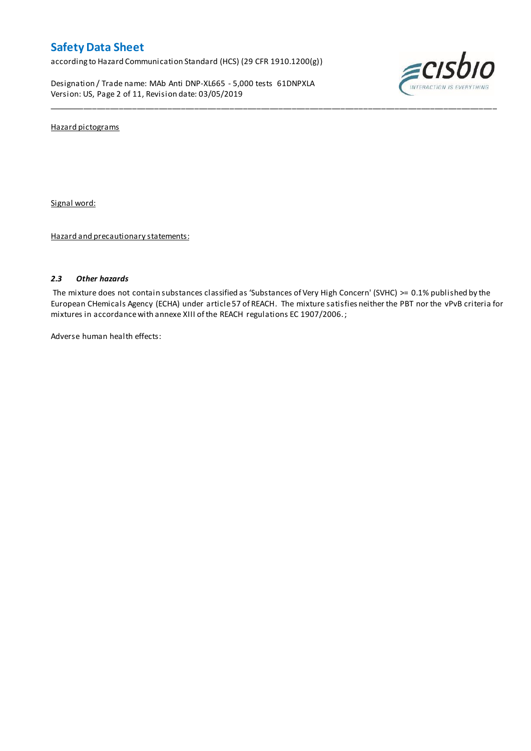Hazard pictograms

Signal word:

Hazard and precautionary statements:

### *2.3 Other hazards*

The mixture does not contain substances classified as 'Substances of Very High Concern' (SVHC) >= 0.1% published by the European CHemicals Agency (ECHA) under article 57 of REACH. The mixture satisfies neither the PBT nor the vPvB criteria for mixtures in accordance with annexe XIII of the REACH regulations EC 1907/2006. ;

Adverse human health effects: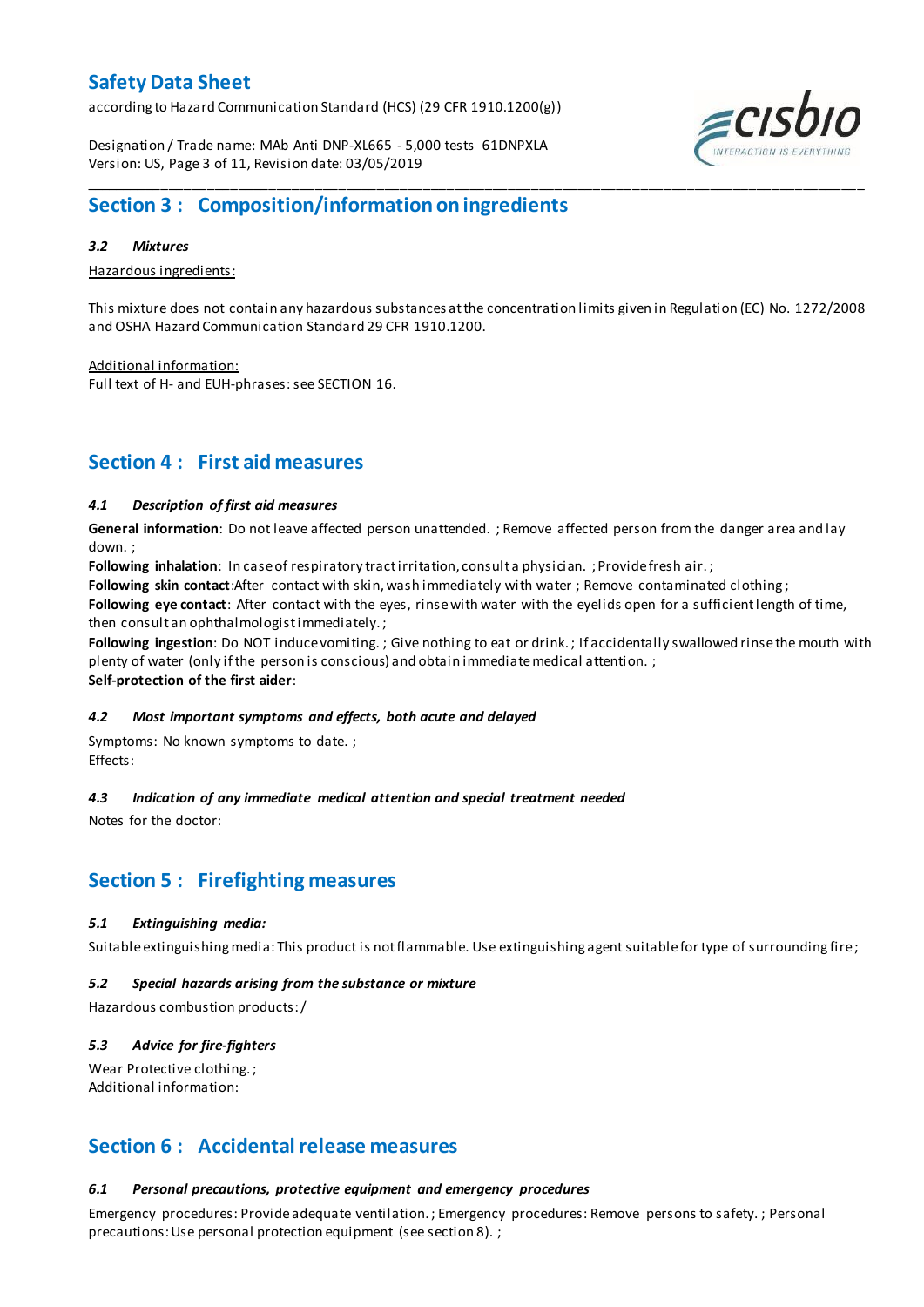## Section 3 : Composition/information on ingredients

### *3.2 Mixtures*

Hazardous ingredients:

This mixture does not contain any hazardous substances at the concentration limits given in Regulation (EC) No. 1272/2008 and OSHA Hazard Communication Standard 29 CFR 1910.1200.

Additional information:
Full text of H- and EUH-phrases: see SECTION 16.

## Section 4 : First aid measures

### *4.1 Description of first aid measures*

**General information**: Do not leave affected person unattended. ; Remove affected person from the danger area and lay down. ;
**Following inhalation**: In case of respiratory tract irritation, consult a physician. ; Provide fresh air. ;
**Following skin contact**: After contact with skin, wash immediately with water ; Remove contaminated clothing ;
**Following eye contact**: After contact with the eyes, rinse with water with the eyelids open for a sufficient length of time, then consult an ophthalmologist immediately. ;
**Following ingestion**: Do NOT induce vomiting. ; Give nothing to eat or drink. ; If accidentally swallowed rinse the mouth with plenty of water (only if the person is conscious) and obtain immediate medical attention. ;
**Self-protection of the first aider**:

### *4.2 Most important symptoms and effects, both acute and delayed*

Symptoms: No known symptoms to date. ;
Effects:

### *4.3 Indication of any immediate medical attention and special treatment needed*

Notes for the doctor:

## Section 5 : Firefighting measures

### *5.1 Extinguishing media:*

Suitable extinguishing media: This product is not flammable. Use extinguishing agent suitable for type of surrounding fire ;

### *5.2 Special hazards arising from the substance or mixture*

Hazardous combustion products: /

### *5.3 Advice for fire-fighters*

Wear Protective clothing. ;
Additional information:

## Section 6 : Accidental release measures

### *6.1 Personal precautions, protective equipment and emergency procedures*

Emergency procedures: Provide adequate ventilation. ; Emergency procedures: Remove persons to safety. ; Personal precautions: Use personal protection equipment (see section 8). ;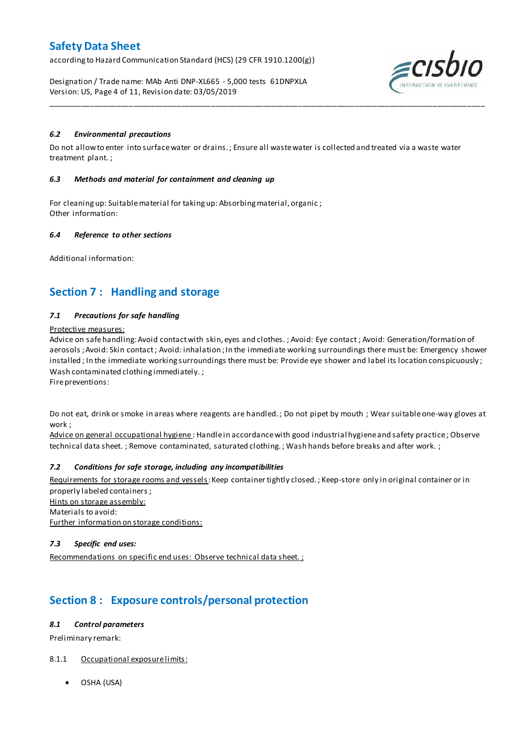#### 6.2 Environmental precautions

Do not allow to enter into surface water or drains. ; Ensure all waste water is collected and treated via a waste water treatment plant. ;

#### 6.3 Methods and material for containment and cleaning up

For cleaning up: Suitable material for taking up: Absorbing material, organic ;
Other information:

#### 6.4 Reference to other sections

Additional information:

## Section 7 : Handling and storage

#### 7.1 Precautions for safe handling

Protective measures:
Advice on safe handling: Avoid contact with skin, eyes and clothes. ; Avoid: Eye contact ; Avoid: Generation/formation of aerosols ; Avoid: Skin contact ; Avoid: inhalation ; In the immediate working surroundings there must be: Emergency shower installed ; In the immediate working surroundings there must be: Provide eye shower and label its location conspicuously ; Wash contaminated clothing immediately. ;
Fire preventions:

Do not eat, drink or smoke in areas where reagents are handled. ; Do not pipet by mouth ; Wear suitable one-way gloves at work ;
Advice on general occupational hygiene : Handle in accordance with good industrial hygiene and safety practice ; Observe technical data sheet. ; Remove contaminated, saturated clothing. ; Wash hands before breaks and after work. ;

#### 7.2 Conditions for safe storage, including any incompatibilities

Requirements for storage rooms and vessels: Keep container tightly closed. ; Keep-store only in original container or in properly labeled containers ;
Hints on storage assembly:
Materials to avoid:
Further information on storage conditions:

#### 7.3 Specific end uses:

Recommendations on specific end uses: Observe technical data sheet. ;

## Section 8 : Exposure controls/personal protection

#### 8.1 Control parameters

Preliminary remark:

8.1.1 Occupational exposure limits:

- OSHA (USA)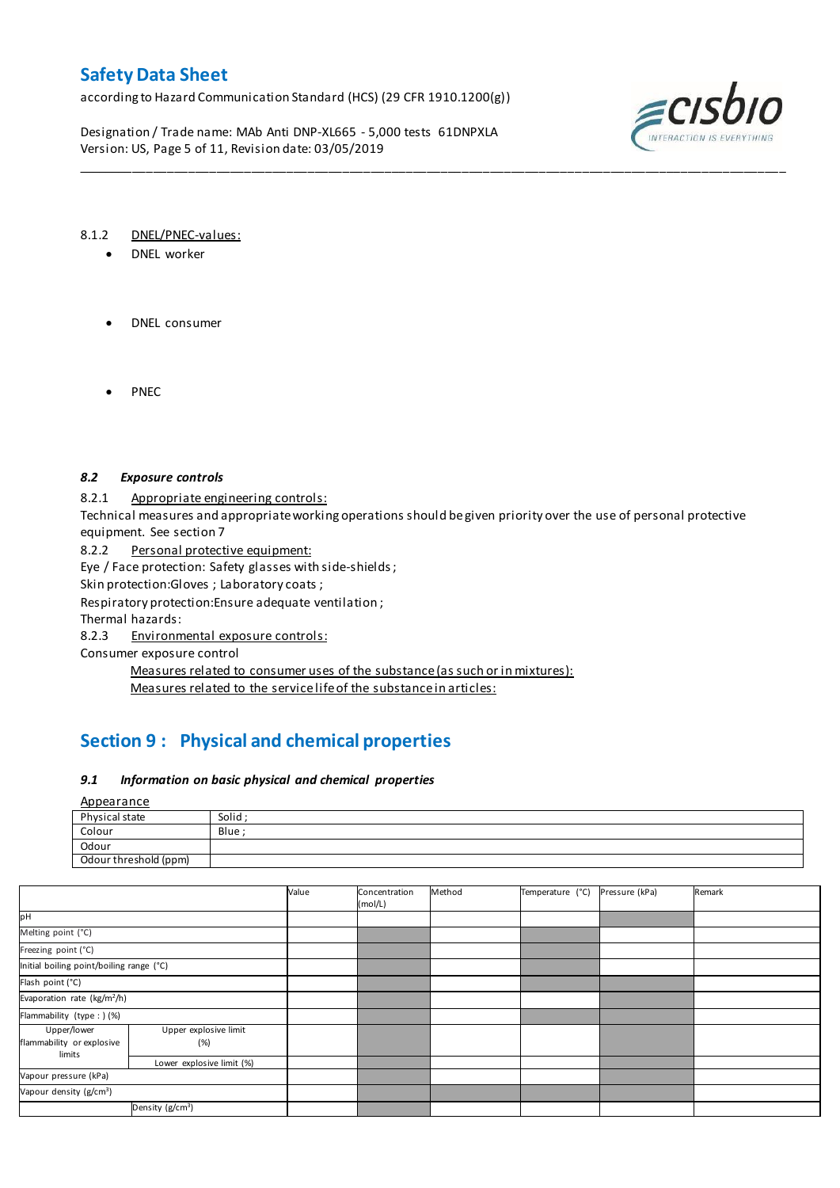8.1.2 DNEL/PNEC-values:

- DNEL worker

- DNEL consumer

- PNEC

### 8.2 Exposure controls

8.2.1 Appropriate engineering controls:

Technical measures and appropriate working operations should be given priority over the use of personal protective equipment. See section 7

8.2.2 Personal protective equipment:

Eye / Face protection: Safety glasses with side-shields ;
Skin protection:Gloves ; Laboratory coats ;
Respiratory protection:Ensure adequate ventilation ;
Thermal hazards:

8.2.3 Environmental exposure controls:

Consumer exposure control

Measures related to consumer uses of the substance (as such or in mixtures):
Measures related to the service life of the substance in articles:

## Section 9 : Physical and chemical properties

### 9.1 Information on basic physical and chemical properties

Appearance

| Physical state | Solid ; |
|---|---|
| Colour | Blue ; |
| Odour | |
| Odour threshold (ppm) | |

| | | Value | Concentration (mol/L) | Method | Temperature (°C) | Pressure (kPa) | Remark |
|---|---|---|---|---|---|---|---|
| pH | | | | | | | |
| Melting point (°C) | | | | | | | |
| Freezing point (°C) | | | | | | | |
| Initial boiling point/boiling range (°C) | | | | | | | |
| Flash point (°C) | | | | | | | |
| Evaporation rate (kg/m²/h) | | | | | | | |
| Flammability (type : ) (%) | | | | | | | |
| Upper/lower flammability or explosive limits | Upper explosive limit (%) | | | | | | |
| | Lower explosive limit (%) | | | | | | |
| Vapour pressure (kPa) | | | | | | | |
| Vapour density (g/cm³) | | | | | | | |
| | Density (g/cm³) | | | | | | |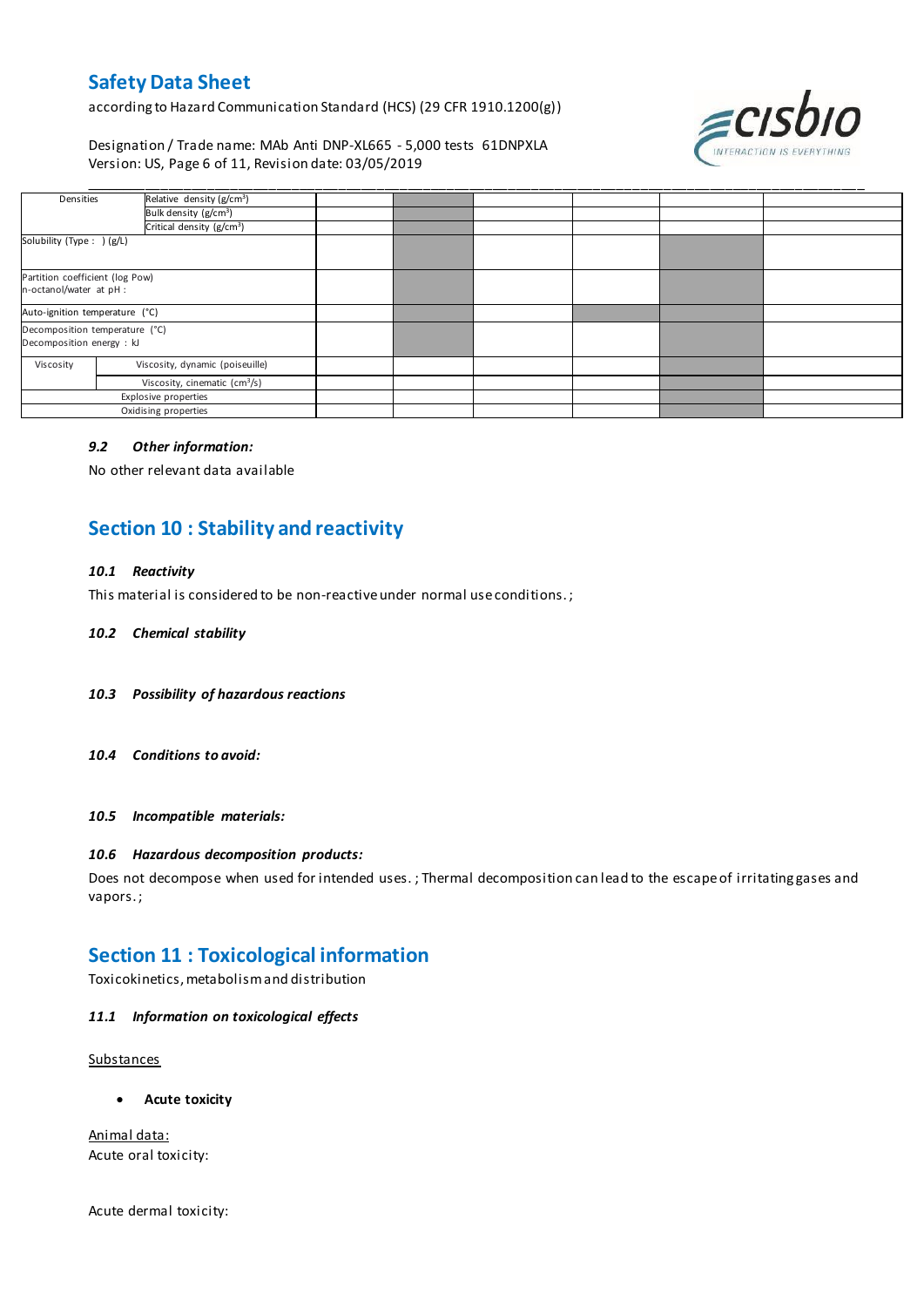| | | | | | | | |
|---|---|---|---|---|---|---|---|
| Densities | Relative density ($g/cm^3$) | | | | | | |
| | Bulk density ($g/cm^3$) | | | | | | |
| | Critical density ($g/cm^3$) | | | | | | |
| Solubility (Type : ) (g/L) | | | | | | | |
| Partition coefficient (log Pow) n-octanol/water at pH : | | | | | | | |
| Auto-ignition temperature (°C) | | | | | | | |
| Decomposition temperature (°C) Decomposition energy : kJ | | | | | | | |
| Viscosity | Viscosity, dynamic (poiseuille) | | | | | | |
| | Viscosity, cinematic ($cm^3/s$) | | | | | | |
| Explosive properties | | | | | | | |
| Oxidising properties | | | | | | | |

#### *9.2 Other information:*

No other relevant data available

## Section 10 : Stability and reactivity

#### *10.1 Reactivity*

This material is considered to be non-reactive under normal use conditions. ;

#### *10.2 Chemical stability*

#### *10.3 Possibility of hazardous reactions*

#### *10.4 Conditions to avoid:*

#### *10.5 Incompatible materials:*

#### *10.6 Hazardous decomposition products:*

Does not decompose when used for intended uses. ; Thermal decomposition can lead to the escape of irritating gases and vapors. ;

## Section 11 : Toxicological information

Toxicokinetics, metabolism and distribution

#### *11.1 Information on toxicological effects*

Substances

- **Acute toxicity**

Animal data:

Acute oral toxicity:

Acute dermal toxicity: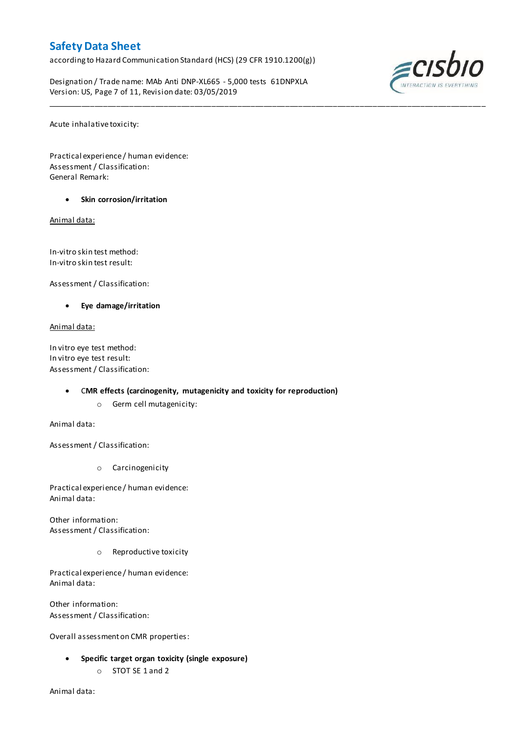Acute inhalative toxicity:

Practical experience / human evidence:
Assessment / Classification:
General Remark:

- **Skin corrosion/irritation**

<u>Animal data:</u>

In-vitro skin test method:
In-vitro skin test result:

Assessment / Classification:

- **Eye damage/irritation**

<u>Animal data:</u>

In vitro eye test method:
In vitro eye test result:
Assessment / Classification:

- **CMR effects (carcinogenity, mutagenicity and toxicity for reproduction)**
    - Germ cell mutagenicity:

Animal data:

Assessment / Classification:

- Carcinogenicity

Practical experience / human evidence:
Animal data:

Other information:
Assessment / Classification:

- Reproductive toxicity

Practical experience / human evidence:
Animal data:

Other information:
Assessment / Classification:

Overall assessment on CMR properties:

- **Specific target organ toxicity (single exposure)**
    - STOT SE 1 and 2

Animal data: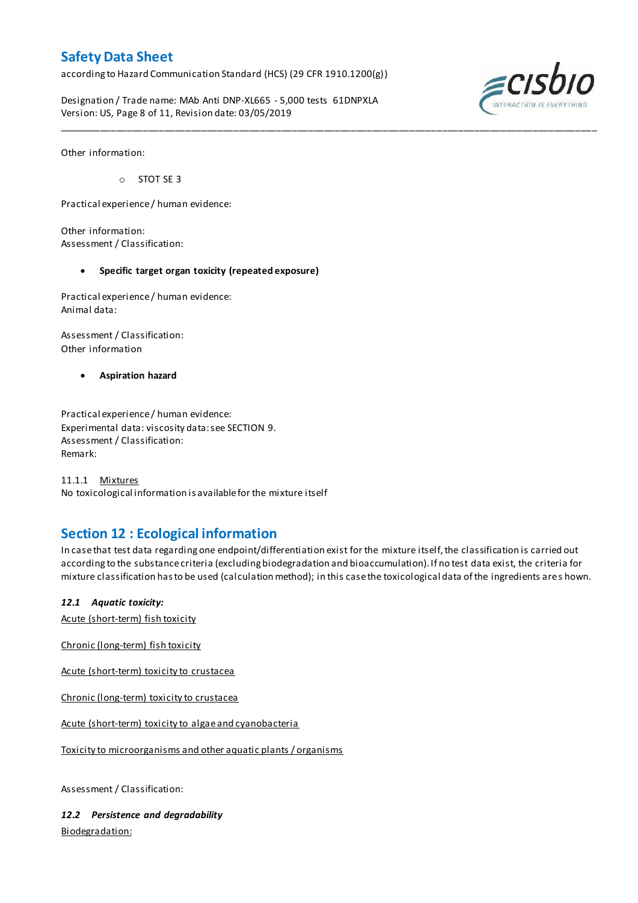Other information:

- STOT SE 3

Practical experience / human evidence:

Other information:
Assessment / Classification:

- **Specific target organ toxicity (repeated exposure)**

Practical experience / human evidence:
Animal data:

Assessment / Classification:
Other information

- **Aspiration hazard**

Practical experience / human evidence:
Experimental data: viscosity data: see SECTION 9.
Assessment / Classification:
Remark:

11.1.1 Mixtures
No toxicological information is available for the mixture itself

## Section 12 : Ecological information

In case that test data regarding one endpoint/differentiation exist for the mixture itself, the classification is carried out according to the substance criteria (excluding biodegradation and bioaccumulation). If no test data exist, the criteria for mixture classification has to be used (calculation method); in this case the toxicological data of the ingredients are shown.

### *12.1 Aquatic toxicity:*

Acute (short-term) fish toxicity

Chronic (long-term) fish toxicity

Acute (short-term) toxicity to crustacea

Chronic (long-term) toxicity to crustacea

Acute (short-term) toxicity to algae and cyanobacteria

Toxicity to microorganisms and other aquatic plants / organisms

Assessment / Classification:

### *12.2 Persistence and degradability*

Biodegradation: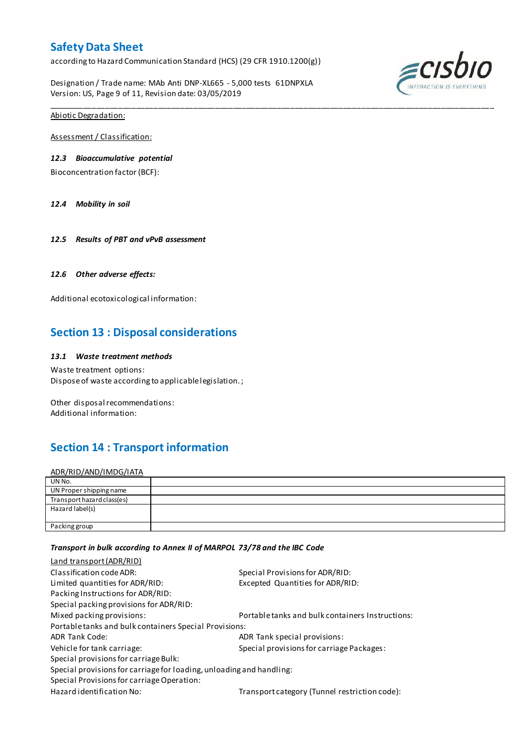Abiotic Degradation:

Assessment / Classification:

### *12.3 Bioaccumulative potential*

Bioconcentration factor (BCF):

### *12.4 Mobility in soil*

### *12.5 Results of PBT and vPvB assessment*

### *12.6 Other adverse effects:*

Additional ecotoxicological information:

## Section 13 : Disposal considerations

### *13.1 Waste treatment methods*

Waste treatment options:
Dispose of waste according to applicable legislation. ;

Other disposal recommendations:
Additional information:

## Section 14 : Transport information

ADR/RID/AND/IMDG/IATA

| | |
|---|---|
| UN No. | |
| UN Proper shipping name | |
| Transport hazard class(es) | |
| Hazard label(s) | |
| Packing group | |

***Transport in bulk according to Annex II of MARPOL 73/78 and the IBC Code***

Land transport (ADR/RID)

Classification code ADR:
Special Provisions for ADR/RID:
Limited quantities for ADR/RID:
Excepted Quantities for ADR/RID:
Packing Instructions for ADR/RID:
Special packing provisions for ADR/RID:
Mixed packing provisions:
Portable tanks and bulk containers Instructions:
Portable tanks and bulk containers Special Provisions:
ADR Tank Code:
ADR Tank special provisions:
Vehicle for tank carriage:
Special provisions for carriage Packages:
Special provisions for carriage Bulk:
Special provisions for carriage for loading, unloading and handling:
Special Provisions for carriage Operation:
Hazard identification No:
Transport category (Tunnel restriction code):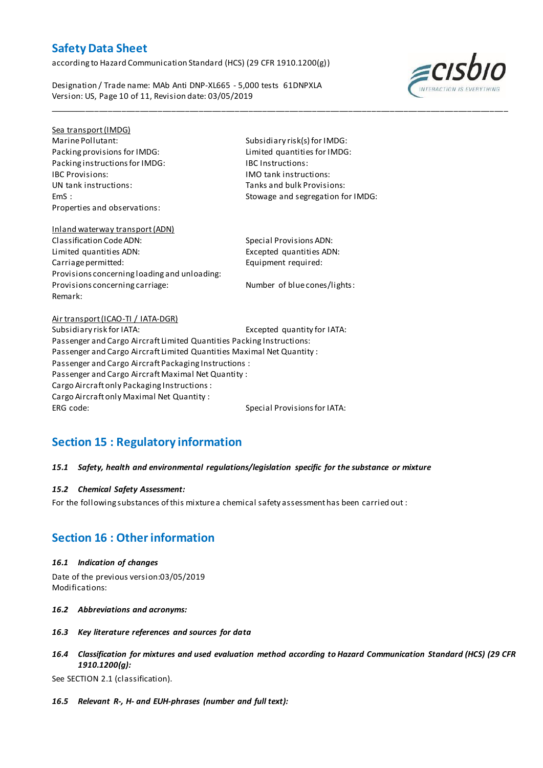Sea transport (IMDG)

Marine Pollutant:

Packing provisions for IMDG:

Packing instructions for IMDG:

IBC Provisions:

UN tank instructions:

EmS :

Properties and observations:

Subsidiary risk(s) for IMDG:

Limited quantities for IMDG:

IBC Instructions:

IMO tank instructions:

Tanks and bulk Provisions:

Stowage and segregation for IMDG:

Inland waterway transport (ADN)

Classification Code ADN:

Limited quantities ADN:

Carriage permitted:

Provisions concerning loading and unloading:

Provisions concerning carriage:

Remark:

Special Provisions ADN:

Excepted quantities ADN:

Equipment required:

Number of blue cones/lights:

Air transport (ICAO-TI / IATA-DGR)

Subsidiary risk for IATA:

Excepted quantity for IATA:

Passenger and Cargo Aircraft Limited Quantities Packing Instructions:

Passenger and Cargo Aircraft Limited Quantities Maximal Net Quantity :

Passenger and Cargo Aircraft Packaging Instructions :

Passenger and Cargo Aircraft Maximal Net Quantity :

Cargo Aircraft only Packaging Instructions :

Cargo Aircraft only Maximal Net Quantity :

ERG code:

Special Provisions for IATA:

## Section 15 : Regulatory information

***15.1 Safety, health and environmental regulations/legislation specific for the substance or mixture***

***15.2 Chemical Safety Assessment:***

For the following substances of this mixture a chemical safety assessment has been carried out :

## Section 16 : Other information

***16.1 Indication of changes***

Date of the previous version:03/05/2019

Modifications:

***16.2 Abbreviations and acronyms:***

***16.3 Key literature references and sources for data***

***16.4 Classification for mixtures and used evaluation method according to Hazard Communication Standard (HCS) (29 CFR 1910.1200(g):***

See SECTION 2.1 (classification).

***16.5 Relevant R-, H- and EUH-phrases (number and full text):***